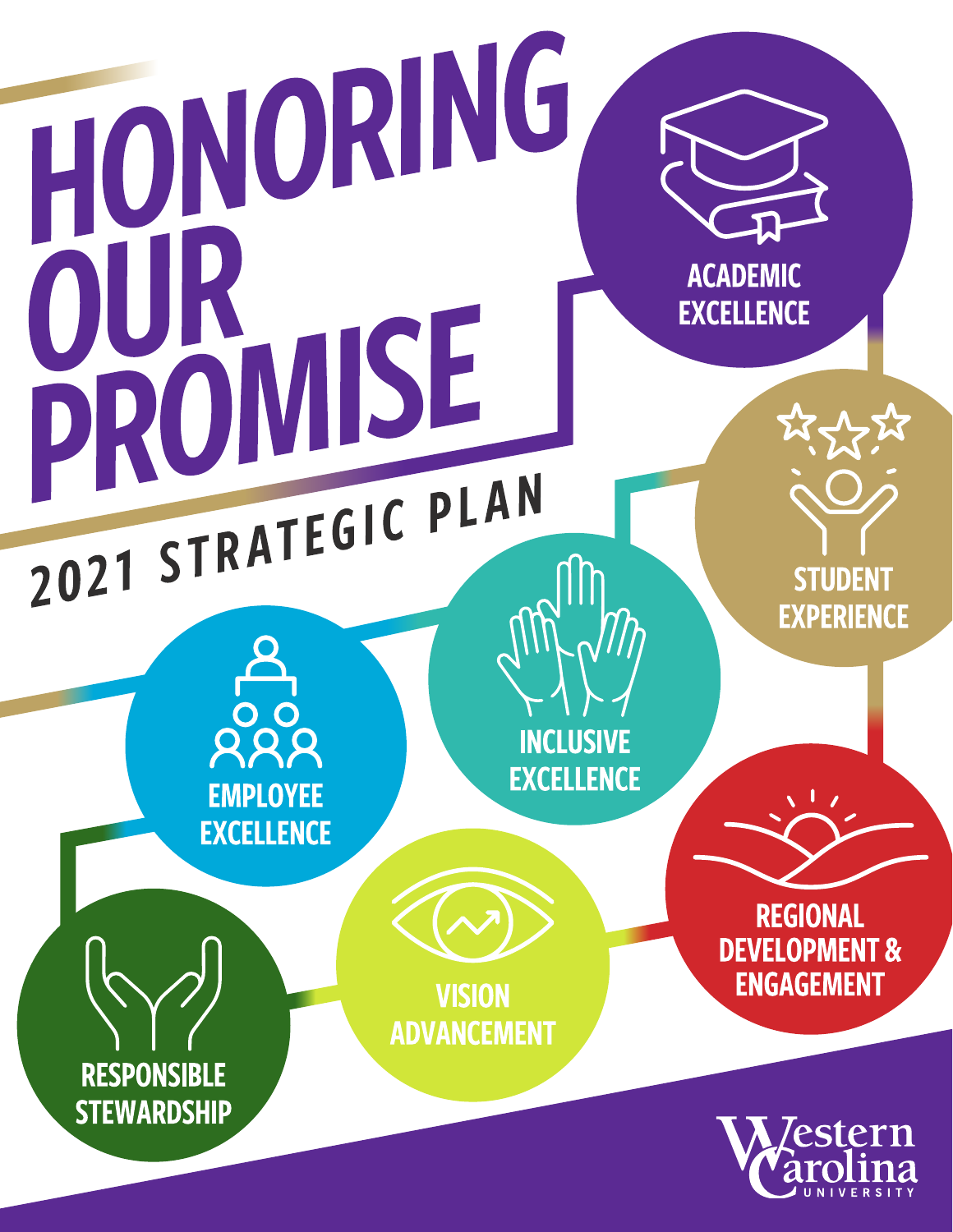# HONORING OUR PROMISE

## 2021 STRATEGIC PLAN

- ACADEMIC EXCELLENCE
- STUDENT EXPERIENCE
- INCLUSIVE EXCELLENCE
- EMPLOYEE EXCELLENCE
- REGIONAL DEVELOPMENT & ENGAGEMENT
- VISION ADVANCEMENT
- RESPONSIBLE STEWARDSHIP

Western Carolina UNIVERSITY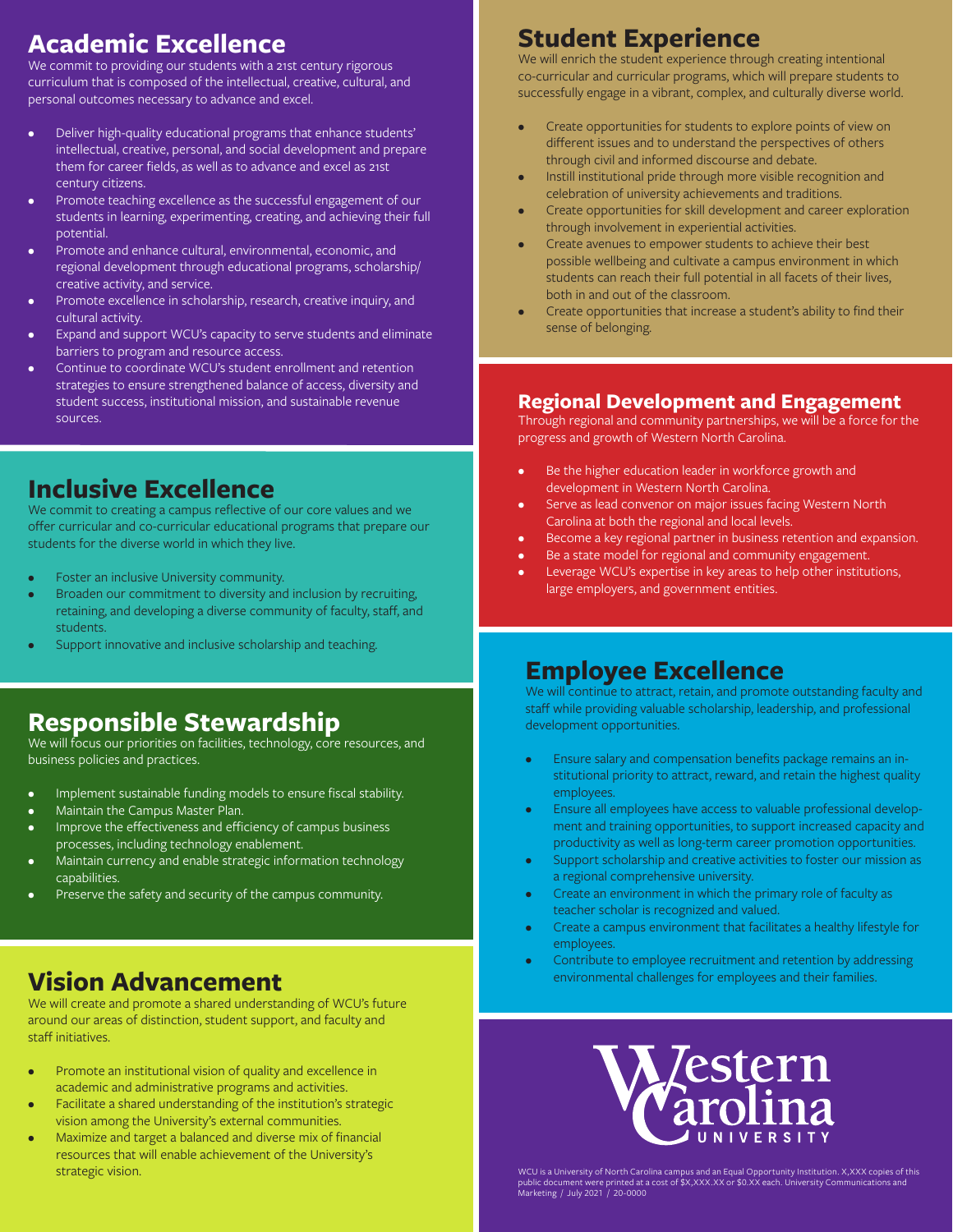## Academic Excellence

We commit to providing our students with a 21st century rigorous curriculum that is composed of the intellectual, creative, cultural, and personal outcomes necessary to advance and excel.

- Deliver high-quality educational programs that enhance students' intellectual, creative, personal, and social development and prepare them for career fields, as well as to advance and excel as 21st century citizens.
- Promote teaching excellence as the successful engagement of our students in learning, experimenting, creating, and achieving their full potential.
- Promote and enhance cultural, environmental, economic, and regional development through educational programs, scholarship/creative activity, and service.
- Promote excellence in scholarship, research, creative inquiry, and cultural activity.
- Expand and support WCU's capacity to serve students and eliminate barriers to program and resource access.
- Continue to coordinate WCU's student enrollment and retention strategies to ensure strengthened balance of access, diversity and student success, institutional mission, and sustainable revenue sources.

## Inclusive Excellence

We commit to creating a campus reflective of our core values and we offer curricular and co-curricular educational programs that prepare our students for the diverse world in which they live.

- Foster an inclusive University community.
- Broaden our commitment to diversity and inclusion by recruiting, retaining, and developing a diverse community of faculty, staff, and students.
- Support innovative and inclusive scholarship and teaching.

## Responsible Stewardship

We will focus our priorities on facilities, technology, core resources, and business policies and practices.

- Implement sustainable funding models to ensure fiscal stability.
- Maintain the Campus Master Plan.
- Improve the effectiveness and efficiency of campus business processes, including technology enablement.
- Maintain currency and enable strategic information technology capabilities.
- Preserve the safety and security of the campus community.

## Vision Advancement

We will create and promote a shared understanding of WCU's future around our areas of distinction, student support, and faculty and staff initiatives.

- Promote an institutional vision of quality and excellence in academic and administrative programs and activities.
- Facilitate a shared understanding of the institution's strategic vision among the University's external communities.
- Maximize and target a balanced and diverse mix of financial resources that will enable achievement of the University's strategic vision.

## Student Experience

We will enrich the student experience through creating intentional co-curricular and curricular programs, which will prepare students to successfully engage in a vibrant, complex, and culturally diverse world.

- Create opportunities for students to explore points of view on different issues and to understand the perspectives of others through civil and informed discourse and debate.
- Instill institutional pride through more visible recognition and celebration of university achievements and traditions.
- Create opportunities for skill development and career exploration through involvement in experiential activities.
- Create avenues to empower students to achieve their best possible wellbeing and cultivate a campus environment in which students can reach their full potential in all facets of their lives, both in and out of the classroom.
- Create opportunities that increase a student's ability to find their sense of belonging.

## Regional Development and Engagement

Through regional and community partnerships, we will be a force for the progress and growth of Western North Carolina.

- Be the higher education leader in workforce growth and development in Western North Carolina.
- Serve as lead convenor on major issues facing Western North Carolina at both the regional and local levels.
- Become a key regional partner in business retention and expansion.
- Be a state model for regional and community engagement.
- Leverage WCU's expertise in key areas to help other institutions, large employers, and government entities.

## Employee Excellence

We will continue to attract, retain, and promote outstanding faculty and staff while providing valuable scholarship, leadership, and professional development opportunities.

- Ensure salary and compensation benefits package remains an institutional priority to attract, reward, and retain the highest quality employees.
- Ensure all employees have access to valuable professional development and training opportunities, to support increased capacity and productivity as well as long-term career promotion opportunities.
- Support scholarship and creative activities to foster our mission as a regional comprehensive university.
- Create an environment in which the primary role of faculty as teacher scholar is recognized and valued.
- Create a campus environment that facilitates a healthy lifestyle for employees.
- Contribute to employee recruitment and retention by addressing environmental challenges for employees and their families.

Western Carolina University

WCU is a University of North Carolina campus and an Equal Opportunity Institution. X,XXX copies of this public document were printed at a cost of $X,XXX.XX or $0.XX each. University Communications and Marketing / July 2021 / 20-0000